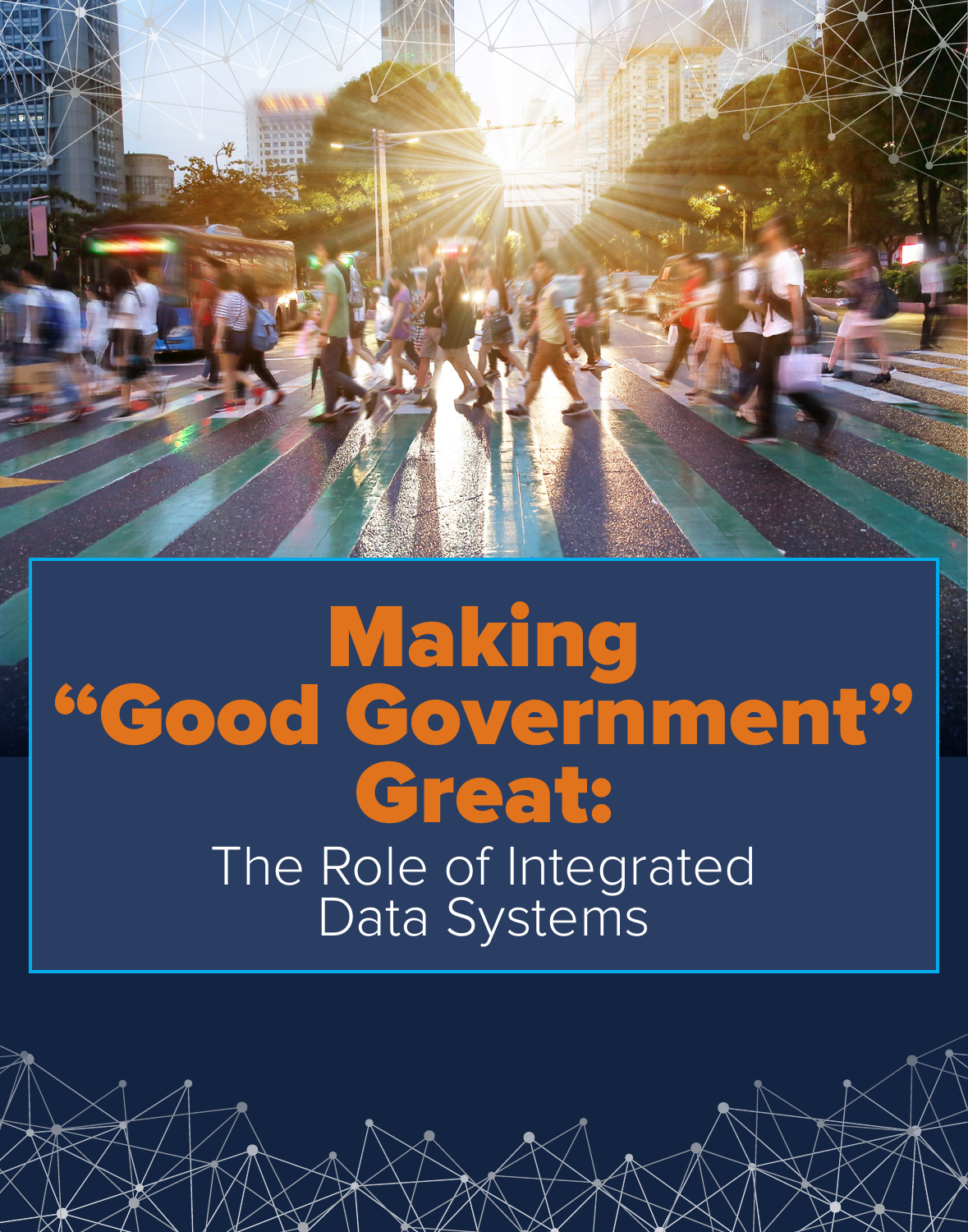# Making “Good Government” Great:

## The Role of Integrated Data Systems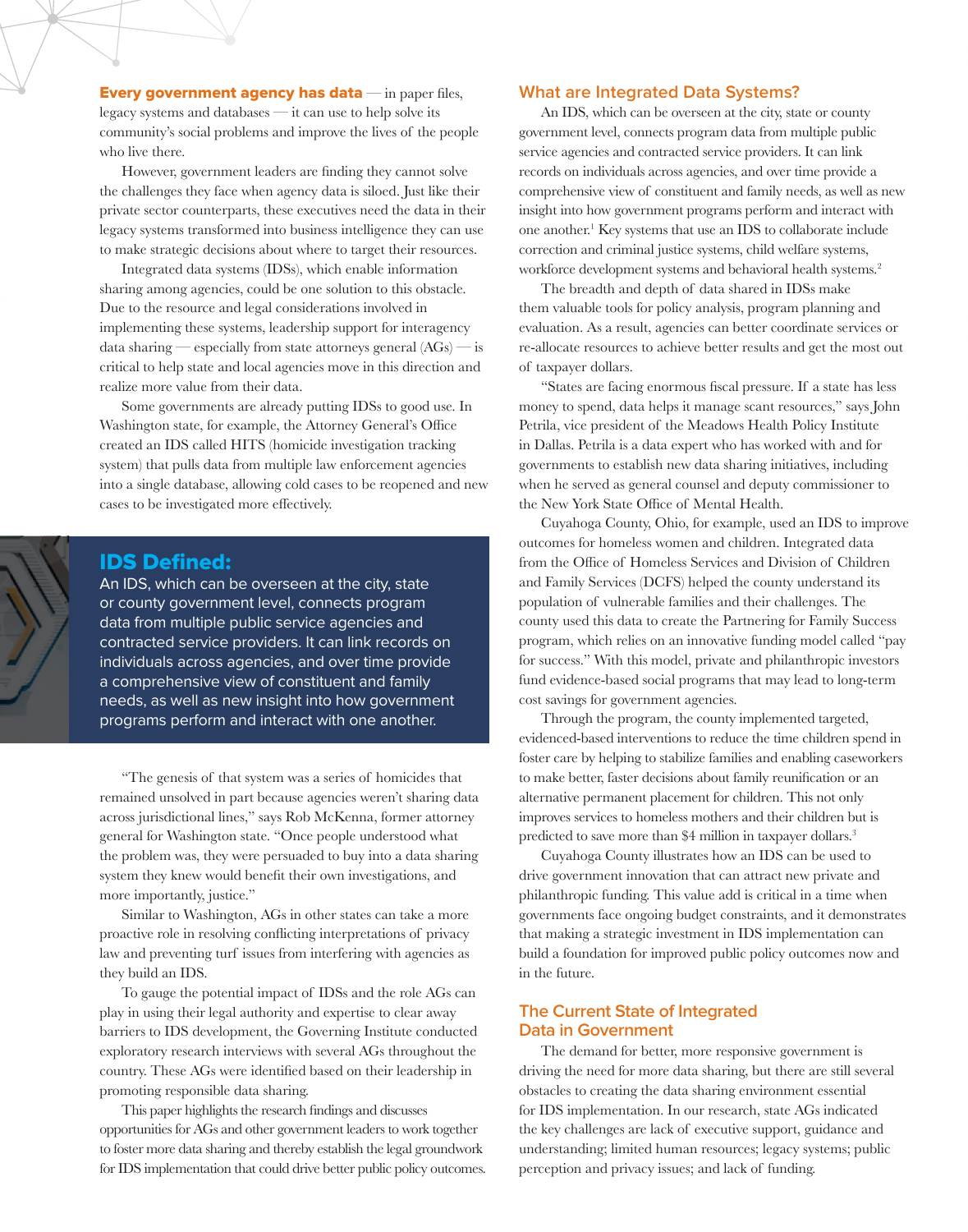**Every government agency has data** — in paper files, legacy systems and databases — it can use to help solve its community's social problems and improve the lives of the people who live there.

However, government leaders are finding they cannot solve the challenges they face when agency data is siloed. Just like their private sector counterparts, these executives need the data in their legacy systems transformed into business intelligence they can use to make strategic decisions about where to target their resources.

Integrated data systems (IDSs), which enable information sharing among agencies, could be one solution to this obstacle. Due to the resource and legal considerations involved in implementing these systems, leadership support for interagency data sharing — especially from state attorneys general (AGs) — is critical to help state and local agencies move in this direction and realize more value from their data.

Some governments are already putting IDSs to good use. In Washington state, for example, the Attorney General's Office created an IDS called HITS (homicide investigation tracking system) that pulls data from multiple law enforcement agencies into a single database, allowing cold cases to be reopened and new cases to be investigated more effectively.

## IDS Defined:

An IDS, which can be overseen at the city, state or county government level, connects program data from multiple public service agencies and contracted service providers. It can link records on individuals across agencies, and over time provide a comprehensive view of constituent and family needs, as well as new insight into how government programs perform and interact with one another.

"The genesis of that system was a series of homicides that remained unsolved in part because agencies weren't sharing data across jurisdictional lines," says Rob McKenna, former attorney general for Washington state. "Once people understood what the problem was, they were persuaded to buy into a data sharing system they knew would benefit their own investigations, and more importantly, justice."

Similar to Washington, AGs in other states can take a more proactive role in resolving conflicting interpretations of privacy law and preventing turf issues from interfering with agencies as they build an IDS.

To gauge the potential impact of IDSs and the role AGs can play in using their legal authority and expertise to clear away barriers to IDS development, the Governing Institute conducted exploratory research interviews with several AGs throughout the country. These AGs were identified based on their leadership in promoting responsible data sharing.

This paper highlights the research findings and discusses opportunities for AGs and other government leaders to work together to foster more data sharing and thereby establish the legal groundwork for IDS implementation that could drive better public policy outcomes.

## What are Integrated Data Systems?

An IDS, which can be overseen at the city, state or county government level, connects program data from multiple public service agencies and contracted service providers. It can link records on individuals across agencies, and over time provide a comprehensive view of constituent and family needs, as well as new insight into how government programs perform and interact with one another.[1] Key systems that use an IDS to collaborate include correction and criminal justice systems, child welfare systems, workforce development systems and behavioral health systems.[2]

The breadth and depth of data shared in IDSs make them valuable tools for policy analysis, program planning and evaluation. As a result, agencies can better coordinate services or re-allocate resources to achieve better results and get the most out of taxpayer dollars.

"States are facing enormous fiscal pressure. If a state has less money to spend, data helps it manage scant resources," says John Petrila, vice president of the Meadows Health Policy Institute in Dallas. Petrila is a data expert who has worked with and for governments to establish new data sharing initiatives, including when he served as general counsel and deputy commissioner to the New York State Office of Mental Health.

Cuyahoga County, Ohio, for example, used an IDS to improve outcomes for homeless women and children. Integrated data from the Office of Homeless Services and Division of Children and Family Services (DCFS) helped the county understand its population of vulnerable families and their challenges. The county used this data to create the Partnering for Family Success program, which relies on an innovative funding model called "pay for success." With this model, private and philanthropic investors fund evidence-based social programs that may lead to long-term cost savings for government agencies.

Through the program, the county implemented targeted, evidenced-based interventions to reduce the time children spend in foster care by helping to stabilize families and enabling caseworkers to make better, faster decisions about family reunification or an alternative permanent placement for children. This not only improves services to homeless mothers and their children but is predicted to save more than $4 million in taxpayer dollars.[3]

Cuyahoga County illustrates how an IDS can be used to drive government innovation that can attract new private and philanthropic funding. This value add is critical in a time when governments face ongoing budget constraints, and it demonstrates that making a strategic investment in IDS implementation can build a foundation for improved public policy outcomes now and in the future.

## The Current State of Integrated Data in Government

The demand for better, more responsive government is driving the need for more data sharing, but there are still several obstacles to creating the data sharing environment essential for IDS implementation. In our research, state AGs indicated the key challenges are lack of executive support, guidance and understanding; limited human resources; legacy systems; public perception and privacy issues; and lack of funding.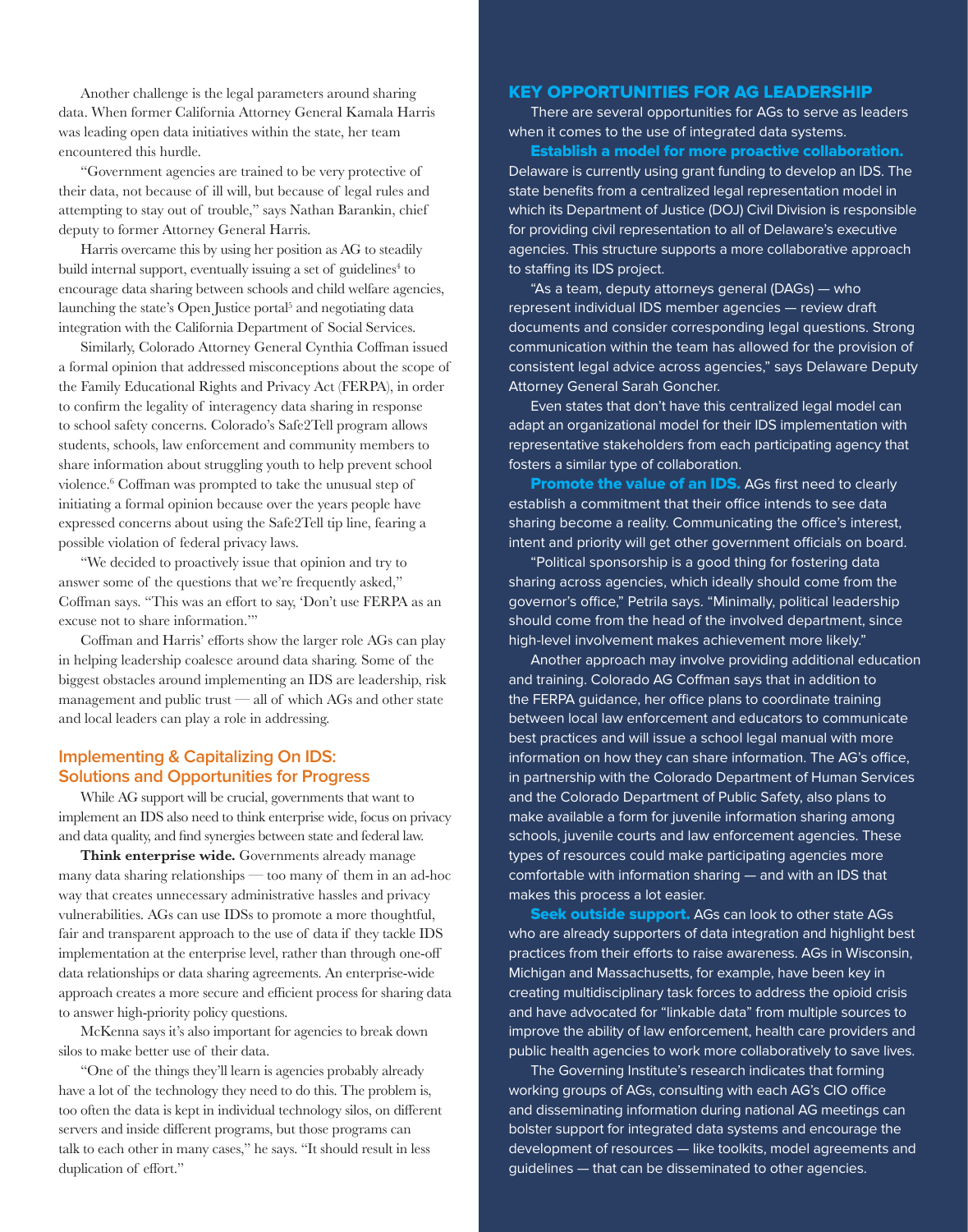Another challenge is the legal parameters around sharing data. When former California Attorney General Kamala Harris was leading open data initiatives within the state, her team encountered this hurdle.

"Government agencies are trained to be very protective of their data, not because of ill will, but because of legal rules and attempting to stay out of trouble," says Nathan Barankin, chief deputy to former Attorney General Harris.

Harris overcame this by using her position as AG to steadily build internal support, eventually issuing a set of guidelines[4] to encourage data sharing between schools and child welfare agencies, launching the state's Open Justice portal[5] and negotiating data integration with the California Department of Social Services.

Similarly, Colorado Attorney General Cynthia Coffman issued a formal opinion that addressed misconceptions about the scope of the Family Educational Rights and Privacy Act (FERPA), in order to confirm the legality of interagency data sharing in response to school safety concerns. Colorado's Safe2Tell program allows students, schools, law enforcement and community members to share information about struggling youth to help prevent school violence.[6] Coffman was prompted to take the unusual step of initiating a formal opinion because over the years people have expressed concerns about using the Safe2Tell tip line, fearing a possible violation of federal privacy laws.

"We decided to proactively issue that opinion and try to answer some of the questions that we're frequently asked," Coffman says. "This was an effort to say, 'Don't use FERPA as an excuse not to share information.'"

Coffman and Harris' efforts show the larger role AGs can play in helping leadership coalesce around data sharing. Some of the biggest obstacles around implementing an IDS are leadership, risk management and public trust — all of which AGs and other state and local leaders can play a role in addressing.

## Implementing & Capitalizing On IDS: Solutions and Opportunities for Progress

While AG support will be crucial, governments that want to implement an IDS also need to think enterprise wide, focus on privacy and data quality, and find synergies between state and federal law.

**Think enterprise wide.** Governments already manage many data sharing relationships — too many of them in an ad-hoc way that creates unnecessary administrative hassles and privacy vulnerabilities. AGs can use IDSs to promote a more thoughtful, fair and transparent approach to the use of data if they tackle IDS implementation at the enterprise level, rather than through one-off data relationships or data sharing agreements. An enterprise-wide approach creates a more secure and efficient process for sharing data to answer high-priority policy questions.

McKenna says it's also important for agencies to break down silos to make better use of their data.

"One of the things they'll learn is agencies probably already have a lot of the technology they need to do this. The problem is, too often the data is kept in individual technology silos, on different servers and inside different programs, but those programs can talk to each other in many cases," he says. "It should result in less duplication of effort."

## KEY OPPORTUNITIES FOR AG LEADERSHIP

There are several opportunities for AGs to serve as leaders when it comes to the use of integrated data systems.

**Establish a model for more proactive collaboration.** Delaware is currently using grant funding to develop an IDS. The state benefits from a centralized legal representation model in which its Department of Justice (DOJ) Civil Division is responsible for providing civil representation to all of Delaware's executive agencies. This structure supports a more collaborative approach to staffing its IDS project.

"As a team, deputy attorneys general (DAGs) — who represent individual IDS member agencies — review draft documents and consider corresponding legal questions. Strong communication within the team has allowed for the provision of consistent legal advice across agencies," says Delaware Deputy Attorney General Sarah Goncher.

Even states that don't have this centralized legal model can adapt an organizational model for their IDS implementation with representative stakeholders from each participating agency that fosters a similar type of collaboration.

**Promote the value of an IDS.** AGs first need to clearly establish a commitment that their office intends to see data sharing become a reality. Communicating the office's interest, intent and priority will get other government officials on board.

"Political sponsorship is a good thing for fostering data sharing across agencies, which ideally should come from the governor's office," Petrila says. "Minimally, political leadership should come from the head of the involved department, since high-level involvement makes achievement more likely."

Another approach may involve providing additional education and training. Colorado AG Coffman says that in addition to the FERPA guidance, her office plans to coordinate training between local law enforcement and educators to communicate best practices and will issue a school legal manual with more information on how they can share information. The AG's office, in partnership with the Colorado Department of Human Services and the Colorado Department of Public Safety, also plans to make available a form for juvenile information sharing among schools, juvenile courts and law enforcement agencies. These types of resources could make participating agencies more comfortable with information sharing — and with an IDS that makes this process a lot easier.

**Seek outside support.** AGs can look to other state AGs who are already supporters of data integration and highlight best practices from their efforts to raise awareness. AGs in Wisconsin, Michigan and Massachusetts, for example, have been key in creating multidisciplinary task forces to address the opioid crisis and have advocated for "linkable data" from multiple sources to improve the ability of law enforcement, health care providers and public health agencies to work more collaboratively to save lives.

The Governing Institute's research indicates that forming working groups of AGs, consulting with each AG's CIO office and disseminating information during national AG meetings can bolster support for integrated data systems and encourage the development of resources — like toolkits, model agreements and guidelines — that can be disseminated to other agencies.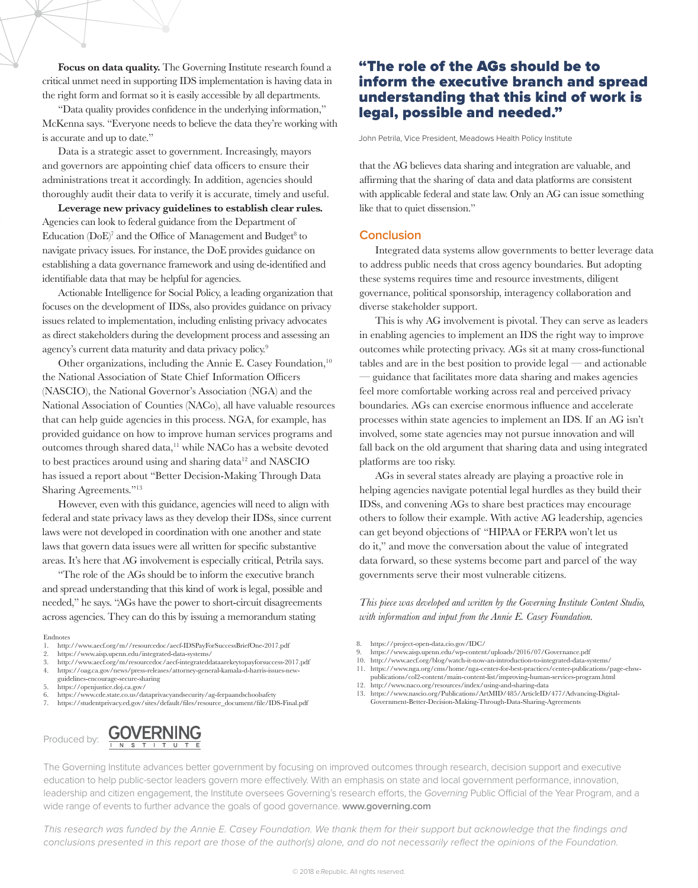**Focus on data quality.** The Governing Institute research found a critical unmet need in supporting IDS implementation is having data in the right form and format so it is easily accessible by all departments.

"Data quality provides confidence in the underlying information," McKenna says. "Everyone needs to believe the data they're working with is accurate and up to date."

Data is a strategic asset to government. Increasingly, mayors and governors are appointing chief data officers to ensure their administrations treat it accordingly. In addition, agencies should thoroughly audit their data to verify it is accurate, timely and useful.

**Leverage new privacy guidelines to establish clear rules.** Agencies can look to federal guidance from the Department of Education (DoE)[7] and the Office of Management and Budget[8] to navigate privacy issues. For instance, the DoE provides guidance on establishing a data governance framework and using de-identified and identifiable data that may be helpful for agencies.

Actionable Intelligence for Social Policy, a leading organization that focuses on the development of IDSs, also provides guidance on privacy issues related to implementation, including enlisting privacy advocates as direct stakeholders during the development process and assessing an agency's current data maturity and data privacy policy.[9]

Other organizations, including the Annie E. Casey Foundation,[10] the National Association of State Chief Information Officers (NASCIO), the National Governor's Association (NGA) and the National Association of Counties (NACo), all have valuable resources that can help guide agencies in this process. NGA, for example, has provided guidance on how to improve human services programs and outcomes through shared data,[11] while NACo has a website devoted to best practices around using and sharing data[12] and NASCIO has issued a report about "Better Decision-Making Through Data Sharing Agreements."[13]

However, even with this guidance, agencies will need to align with federal and state privacy laws as they develop their IDSs, since current laws were not developed in coordination with one another and state laws that govern data issues were all written for specific substantive areas. It's here that AG involvement is especially critical, Petrila says.

"The role of the AGs should be to inform the executive branch and spread understanding that this kind of work is legal, possible and needed," he says. "AGs have the power to short-circuit disagreements across agencies. They can do this by issuing a memorandum stating that the AG believes data sharing and integration are valuable, and affirming that the sharing of data and data platforms are consistent with applicable federal and state law. Only an AG can issue something like that to quiet dissension."

## "The role of the AGs should be to inform the executive branch and spread understanding that this kind of work is legal, possible and needed."

John Petrila, Vice President, Meadows Health Policy Institute

## Conclusion

Integrated data systems allow governments to better leverage data to address public needs that cross agency boundaries. But adopting these systems requires time and resource investments, diligent governance, political sponsorship, interagency collaboration and diverse stakeholder support.

This is why AG involvement is pivotal. They can serve as leaders in enabling agencies to implement an IDS the right way to improve outcomes while protecting privacy. AGs sit at many cross-functional tables and are in the best position to provide legal — and actionable — guidance that facilitates more data sharing and makes agencies feel more comfortable working across real and perceived privacy boundaries. AGs can exercise enormous influence and accelerate processes within state agencies to implement an IDS. If an AG isn't involved, some state agencies may not pursue innovation and will fall back on the old argument that sharing data and using integrated platforms are too risky.

AGs in several states already are playing a proactive role in helping agencies navigate potential legal hurdles as they build their IDSs, and convening AGs to share best practices may encourage others to follow their example. With active AG leadership, agencies can get beyond objections of "HIPAA or FERPA won't let us do it," and move the conversation about the value of integrated data forward, so these systems become part and parcel of the way governments serve their most vulnerable citizens.

*This piece was developed and written by the Governing Institute Content Studio, with information and input from the Annie E. Casey Foundation.*

Endnotes

1. http://www.aecf.org/m//resourcedoc/aecf-IDSPayForSuccessBriefOne-2017.pdf
2. https://www.aisp.upenn.edu/integrated-data-systems/
3. http://www.aecf.org/m/resourcedoc/aecf-integrateddataarekeytopayforsuccess-2017.pdf
4. https://oag.ca.gov/news/press-releases/attorney-general-kamala-d-harris-issues-new-guidelines-encourage-secure-sharing
5. https://openjustice.doj.ca.gov/
6. https://www.cde.state.co.us/dataprivacyandsecurity/ag-ferpaandschoolsafety
7. https://studentprivacy.ed.gov/sites/default/files/resource_document/file/IDS-Final.pdf
8. https://project-open-data.cio.gov/IDC/
9. https://www.aisp.upenn.edu/wp-content/uploads/2016/07/Governance.pdf
10. http://www.aecf.org/blog/watch-it-now-an-introduction-to-integrated-data-systems/
11. https://www.nga.org/cms/home/nga-center-for-best-practices/center-publications/page-ehsw-publications/col2-content/main-content-list/improving-human-services-program.html
12. http://www.naco.org/resources/index/using-and-sharing-data
13. https://www.nascio.org/Publications/ArtMID/485/ArticleID/477/Advancing-Digital-Government-Better-Decision-Making-Through-Data-Sharing-Agreements

Produced by: GOVERNING INSTITUTE

The Governing Institute advances better government by focusing on improved outcomes through research, decision support and executive education to help public-sector leaders govern more effectively. With an emphasis on state and local government performance, innovation, leadership and citizen engagement, the Institute oversees Governing's research efforts, the *Governing* Public Official of the Year Program, and a wide range of events to further advance the goals of good governance. **www.governing.com**

*This research was funded by the Annie E. Casey Foundation. We thank them for their support but acknowledge that the findings and conclusions presented in this report are those of the author(s) alone, and do not necessarily reflect the opinions of the Foundation.*

© 2018 e.Republic. All rights reserved.